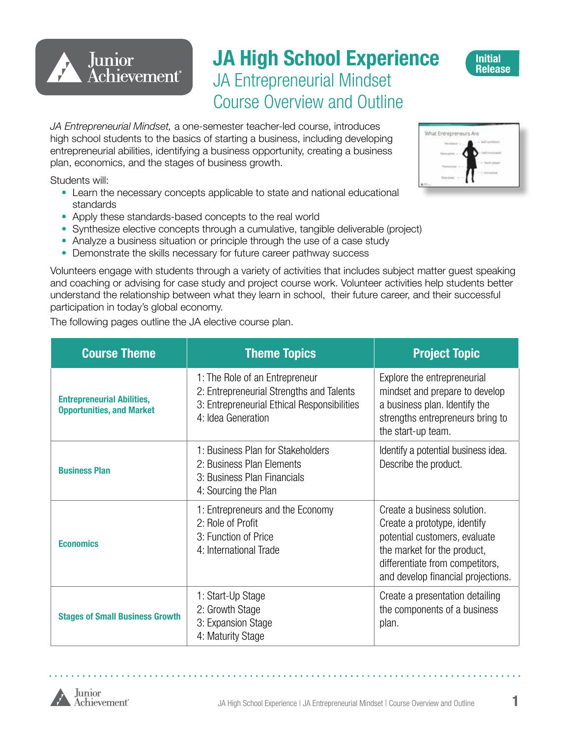# JA High School Experience

## JA Entrepreneurial Mindset
## Course Overview and Outline

Initial Release

*JA Entrepreneurial Mindset,* a one-semester teacher-led course, introduces high school students to the basics of starting a business, including developing entrepreneurial abilities, identifying a business opportunity, creating a business plan, economics, and the stages of business growth.

Students will:

- Learn the necessary concepts applicable to state and national educational standards
- Apply these standards-based concepts to the real world
- Synthesize elective concepts through a cumulative, tangible deliverable (project)
- Analyze a business situation or principle through the use of a case study
- Demonstrate the skills necessary for future career pathway success

Volunteers engage with students through a variety of activities that includes subject matter guest speaking and coaching or advising for case study and project course work. Volunteer activities help students better understand the relationship between what they learn in school, their future career, and their successful participation in today's global economy.

The following pages outline the JA elective course plan.

| Course Theme | Theme Topics | Project Topic |
|---|---|---|
| **Entrepreneurial Abilities, Opportunities, and Market** | 1: The Role of an Entrepreneur<br>2: Entrepreneurial Strengths and Talents<br>3: Entrepreneurial Ethical Responsibilities<br>4: Idea Generation | Explore the entrepreneurial mindset and prepare to develop a business plan. Identify the strengths entrepreneurs bring to the start-up team. |
| **Business Plan** | 1: Business Plan for Stakeholders<br>2: Business Plan Elements<br>3: Business Plan Financials<br>4: Sourcing the Plan | Identify a potential business idea. Describe the product. |
| **Economics** | 1: Entrepreneurs and the Economy<br>2: Role of Profit<br>3: Function of Price<br>4: International Trade | Create a business solution. Create a prototype, identify potential customers, evaluate the market for the product, differentiate from competitors, and develop financial projections. |
| **Stages of Small Business Growth** | 1: Start-Up Stage<br>2: Growth Stage<br>3: Expansion Stage<br>4: Maturity Stage | Create a presentation detailing the components of a business plan. |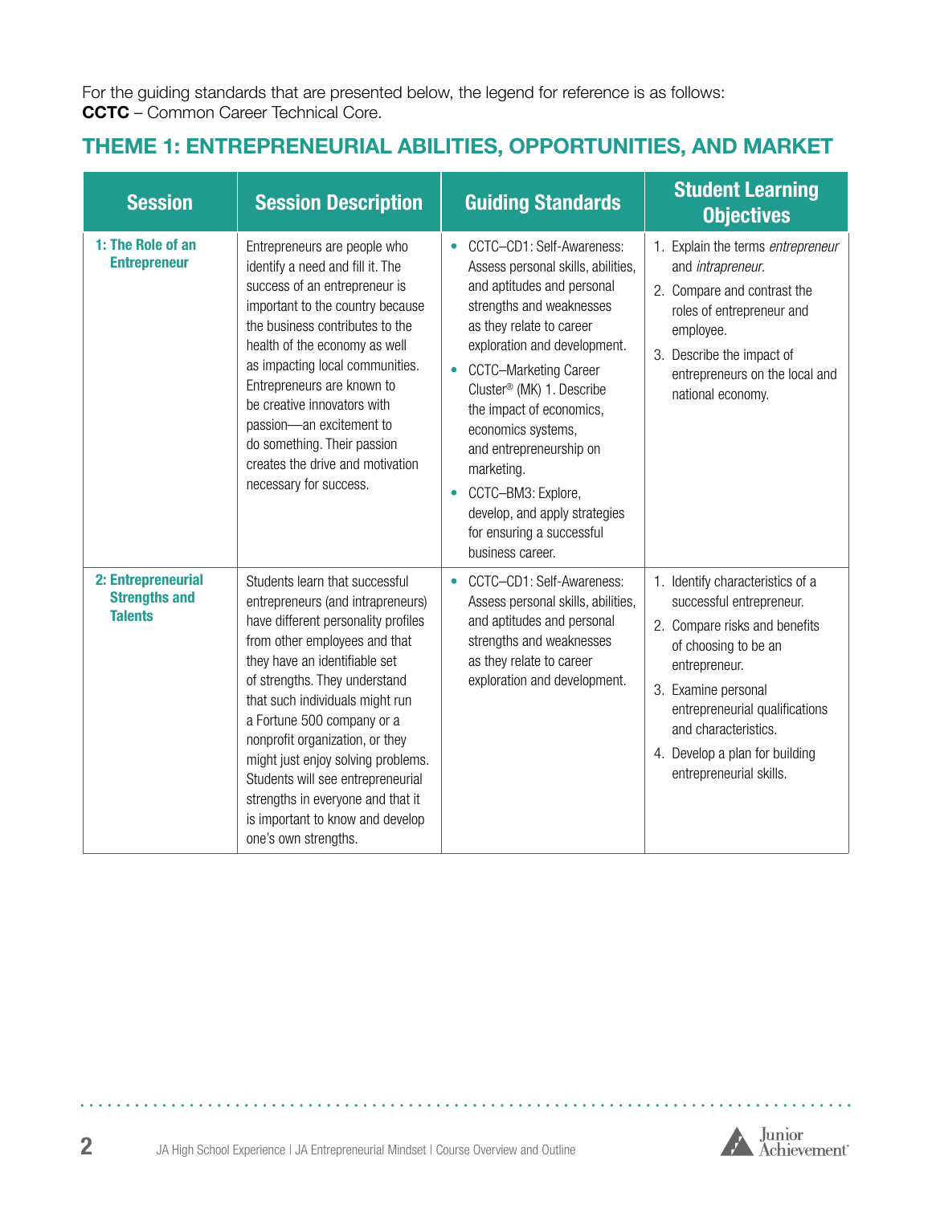For the guiding standards that are presented below, the legend for reference is as follows:
**CCTC** – Common Career Technical Core.

## THEME 1: ENTREPRENEURIAL ABILITIES, OPPORTUNITIES, AND MARKET

| Session | Session Description | Guiding Standards | Student Learning Objectives |
| --- | --- | --- | --- |
| **1: The Role of an Entrepreneur** | Entrepreneurs are people who identify a need and fill it. The success of an entrepreneur is important to the country because the business contributes to the health of the economy as well as impacting local communities. Entrepreneurs are known to be creative innovators with passion—an excitement to do something. Their passion creates the drive and motivation necessary for success. | • CCTC–CD1: Self-Awareness: Assess personal skills, abilities, and aptitudes and personal strengths and weaknesses as they relate to career exploration and development.<br>• CCTC–Marketing Career Cluster® (MK) 1. Describe the impact of economics, economics systems, and entrepreneurship on marketing.<br>• CCTC–BM3: Explore, develop, and apply strategies for ensuring a successful business career. | 1. Explain the terms *entrepreneur* and *intrapreneur*.<br>2. Compare and contrast the roles of entrepreneur and employee.<br>3. Describe the impact of entrepreneurs on the local and national economy. |
| **2: Entrepreneurial Strengths and Talents** | Students learn that successful entrepreneurs (and intrapreneurs) have different personality profiles from other employees and that they have an identifiable set of strengths. They understand that such individuals might run a Fortune 500 company or a nonprofit organization, or they might just enjoy solving problems. Students will see entrepreneurial strengths in everyone and that it is important to know and develop one's own strengths. | • CCTC–CD1: Self-Awareness: Assess personal skills, abilities, and aptitudes and personal strengths and weaknesses as they relate to career exploration and development. | 1. Identify characteristics of a successful entrepreneur.<br>2. Compare risks and benefits of choosing to be an entrepreneur.<br>3. Examine personal entrepreneurial qualifications and characteristics.<br>4. Develop a plan for building entrepreneurial skills. |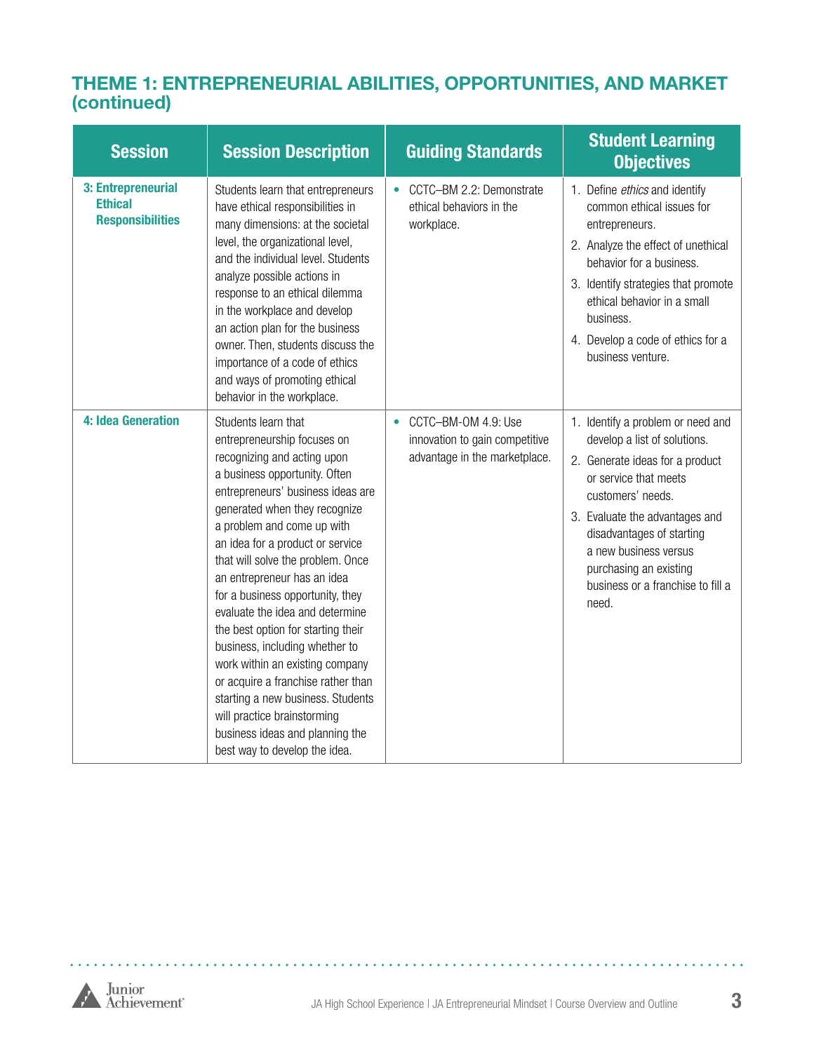## THEME 1: ENTREPRENEURIAL ABILITIES, OPPORTUNITIES, AND MARKET (continued)

| Session | Session Description | Guiding Standards | Student Learning Objectives |
|---|---|---|---|
| **3: Entrepreneurial Ethical Responsibilities** | Students learn that entrepreneurs have ethical responsibilities in many dimensions: at the societal level, the organizational level, and the individual level. Students analyze possible actions in response to an ethical dilemma in the workplace and develop an action plan for the business owner. Then, students discuss the importance of a code of ethics and ways of promoting ethical behavior in the workplace. | • CCTC–BM 2.2: Demonstrate ethical behaviors in the workplace. | 1. Define *ethics* and identify common ethical issues for entrepreneurs.<br>2. Analyze the effect of unethical behavior for a business.<br>3. Identify strategies that promote ethical behavior in a small business.<br>4. Develop a code of ethics for a business venture. |
| **4: Idea Generation** | Students learn that entrepreneurship focuses on recognizing and acting upon a business opportunity. Often entrepreneurs' business ideas are generated when they recognize a problem and come up with an idea for a product or service that will solve the problem. Once an entrepreneur has an idea for a business opportunity, they evaluate the idea and determine the best option for starting their business, including whether to work within an existing company or acquire a franchise rather than starting a new business. Students will practice brainstorming business ideas and planning the best way to develop the idea. | • CCTC–BM-OM 4.9: Use innovation to gain competitive advantage in the marketplace. | 1. Identify a problem or need and develop a list of solutions.<br>2. Generate ideas for a product or service that meets customers' needs.<br>3. Evaluate the advantages and disadvantages of starting a new business versus purchasing an existing business or a franchise to fill a need. |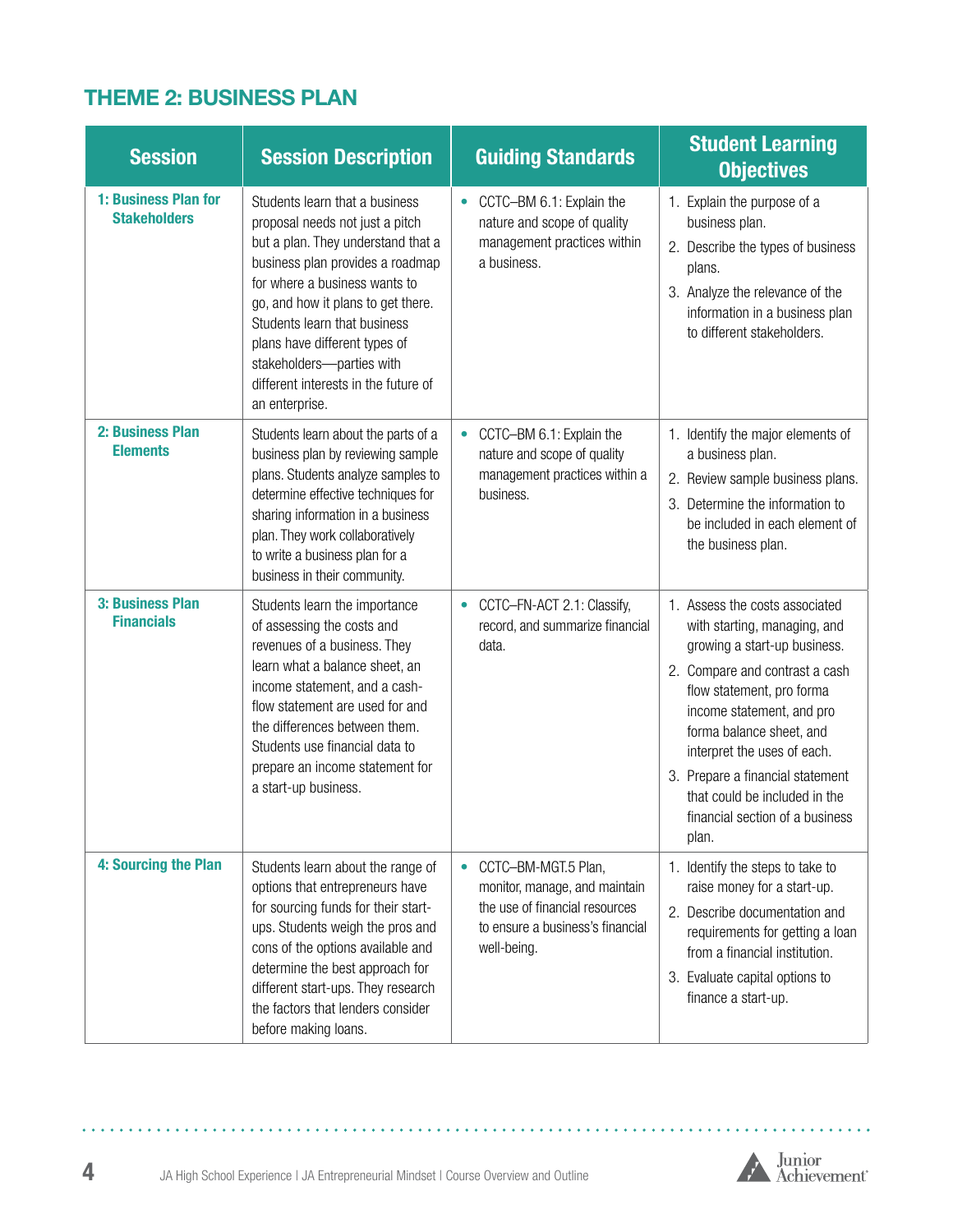## THEME 2: BUSINESS PLAN

| Session | Session Description | Guiding Standards | Student Learning Objectives |
|---|---|---|---|
| **1: Business Plan for Stakeholders** | Students learn that a business proposal needs not just a pitch but a plan. They understand that a business plan provides a roadmap for where a business wants to go, and how it plans to get there. Students learn that business plans have different types of stakeholders—parties with different interests in the future of an enterprise. | • CCTC–BM 6.1: Explain the nature and scope of quality management practices within a business. | 1. Explain the purpose of a business plan.<br>2. Describe the types of business plans.<br>3. Analyze the relevance of the information in a business plan to different stakeholders. |
| **2: Business Plan Elements** | Students learn about the parts of a business plan by reviewing sample plans. Students analyze samples to determine effective techniques for sharing information in a business plan. They work collaboratively to write a business plan for a business in their community. | • CCTC–BM 6.1: Explain the nature and scope of quality management practices within a business. | 1. Identify the major elements of a business plan.<br>2. Review sample business plans.<br>3. Determine the information to be included in each element of the business plan. |
| **3: Business Plan Financials** | Students learn the importance of assessing the costs and revenues of a business. They learn what a balance sheet, an income statement, and a cash-flow statement are used for and the differences between them. Students use financial data to prepare an income statement for a start-up business. | • CCTC–FN-ACT 2.1: Classify, record, and summarize financial data. | 1. Assess the costs associated with starting, managing, and growing a start-up business.<br>2. Compare and contrast a cash flow statement, pro forma income statement, and pro forma balance sheet, and interpret the uses of each.<br>3. Prepare a financial statement that could be included in the financial section of a business plan. |
| **4: Sourcing the Plan** | Students learn about the range of options that entrepreneurs have for sourcing funds for their start-ups. Students weigh the pros and cons of the options available and determine the best approach for different start-ups. They research the factors that lenders consider before making loans. | • CCTC–BM-MGT.5 Plan, monitor, manage, and maintain the use of financial resources to ensure a business's financial well-being. | 1. Identify the steps to take to raise money for a start-up.<br>2. Describe documentation and requirements for getting a loan from a financial institution.<br>3. Evaluate capital options to finance a start-up. |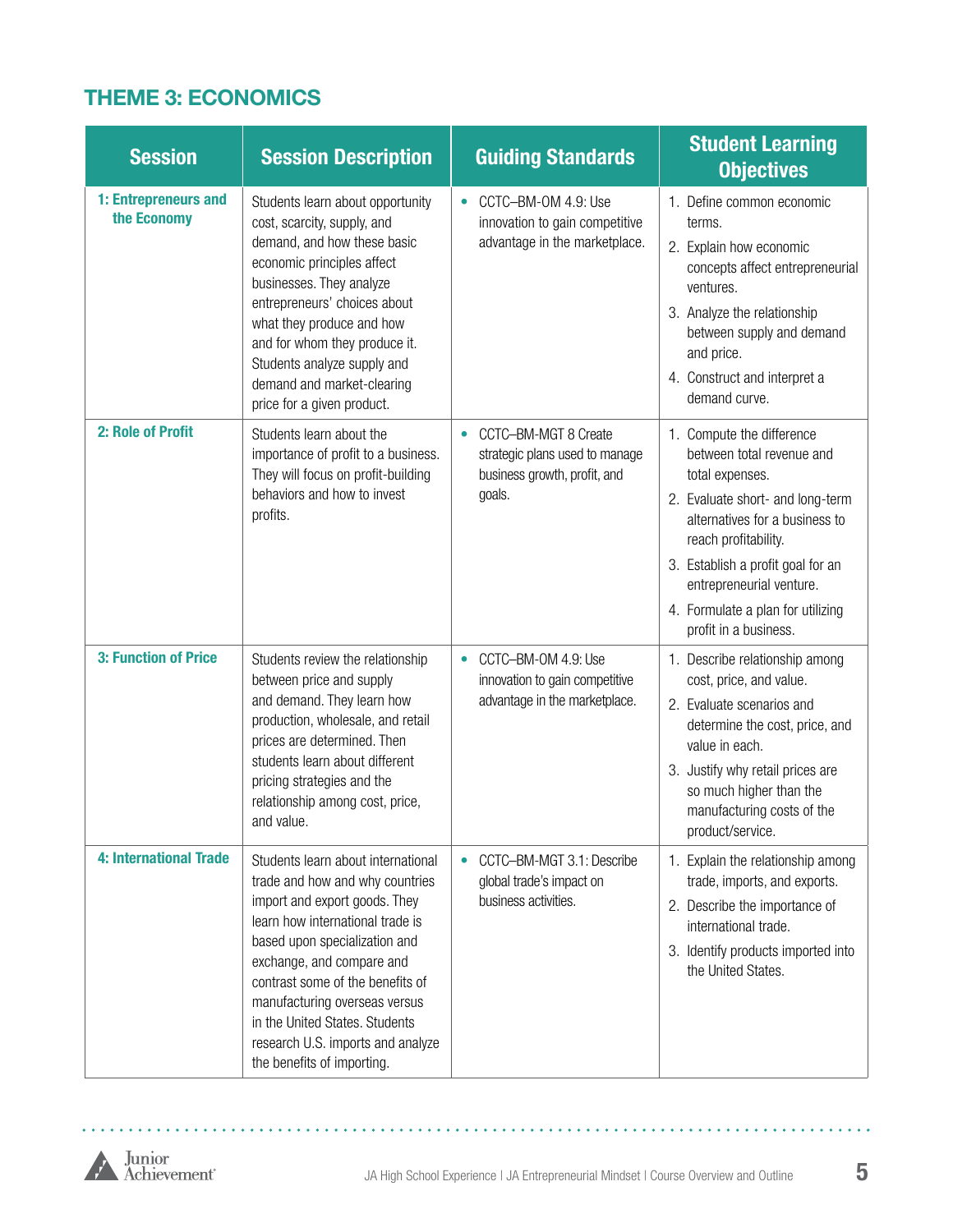## THEME 3: ECONOMICS

| Session | Session Description | Guiding Standards | Student Learning Objectives |
|---|---|---|---|
| **1: Entrepreneurs and the Economy** | Students learn about opportunity cost, scarcity, supply, and demand, and how these basic economic principles affect businesses. They analyze entrepreneurs' choices about what they produce and how and for whom they produce it. Students analyze supply and demand and market-clearing price for a given product. | • CCTC–BM-OM 4.9: Use innovation to gain competitive advantage in the marketplace. | 1. Define common economic terms.<br>2. Explain how economic concepts affect entrepreneurial ventures.<br>3. Analyze the relationship between supply and demand and price.<br>4. Construct and interpret a demand curve. |
| **2: Role of Profit** | Students learn about the importance of profit to a business. They will focus on profit-building behaviors and how to invest profits. | • CCTC–BM-MGT 8 Create strategic plans used to manage business growth, profit, and goals. | 1. Compute the difference between total revenue and total expenses.<br>2. Evaluate short- and long-term alternatives for a business to reach profitability.<br>3. Establish a profit goal for an entrepreneurial venture.<br>4. Formulate a plan for utilizing profit in a business. |
| **3: Function of Price** | Students review the relationship between price and supply and demand. They learn how production, wholesale, and retail prices are determined. Then students learn about different pricing strategies and the relationship among cost, price, and value. | • CCTC–BM-OM 4.9: Use innovation to gain competitive advantage in the marketplace. | 1. Describe relationship among cost, price, and value.<br>2. Evaluate scenarios and determine the cost, price, and value in each.<br>3. Justify why retail prices are so much higher than the manufacturing costs of the product/service. |
| **4: International Trade** | Students learn about international trade and how and why countries import and export goods. They learn how international trade is based upon specialization and exchange, and compare and contrast some of the benefits of manufacturing overseas versus in the United States. Students research U.S. imports and analyze the benefits of importing. | • CCTC–BM-MGT 3.1: Describe global trade's impact on business activities. | 1. Explain the relationship among trade, imports, and exports.<br>2. Describe the importance of international trade.<br>3. Identify products imported into the United States. |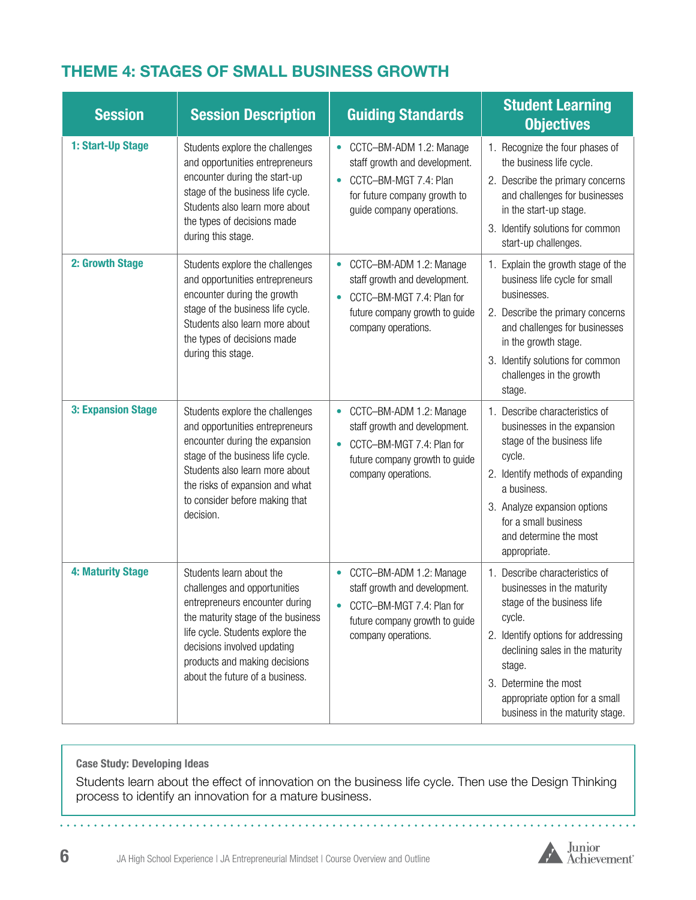## THEME 4: STAGES OF SMALL BUSINESS GROWTH

| Session | Session Description | Guiding Standards | Student Learning Objectives |
| --- | --- | --- | --- |
| **1: Start-Up Stage** | Students explore the challenges and opportunities entrepreneurs encounter during the start-up stage of the business life cycle. Students also learn more about the types of decisions made during this stage. | • CCTC–BM-ADM 1.2: Manage staff growth and development. <br> • CCTC–BM-MGT 7.4: Plan for future company growth to guide company operations. | 1. Recognize the four phases of the business life cycle. <br> 2. Describe the primary concerns and challenges for businesses in the start-up stage. <br> 3. Identify solutions for common start-up challenges. |
| **2: Growth Stage** | Students explore the challenges and opportunities entrepreneurs encounter during the growth stage of the business life cycle. Students also learn more about the types of decisions made during this stage. | • CCTC–BM-ADM 1.2: Manage staff growth and development. <br> • CCTC–BM-MGT 7.4: Plan for future company growth to guide company operations. | 1. Explain the growth stage of the business life cycle for small businesses. <br> 2. Describe the primary concerns and challenges for businesses in the growth stage. <br> 3. Identify solutions for common challenges in the growth stage. |
| **3: Expansion Stage** | Students explore the challenges and opportunities entrepreneurs encounter during the expansion stage of the business life cycle. Students also learn more about the risks of expansion and what to consider before making that decision. | • CCTC–BM-ADM 1.2: Manage staff growth and development. <br> • CCTC–BM-MGT 7.4: Plan for future company growth to guide company operations. | 1. Describe characteristics of businesses in the expansion stage of the business life cycle. <br> 2. Identify methods of expanding a business. <br> 3. Analyze expansion options for a small business and determine the most appropriate. |
| **4: Maturity Stage** | Students learn about the challenges and opportunities entrepreneurs encounter during the maturity stage of the business life cycle. Students explore the decisions involved updating products and making decisions about the future of a business. | • CCTC–BM-ADM 1.2: Manage staff growth and development. <br> • CCTC–BM-MGT 7.4: Plan for future company growth to guide company operations. | 1. Describe characteristics of businesses in the maturity stage of the business life cycle. <br> 2. Identify options for addressing declining sales in the maturity stage. <br> 3. Determine the most appropriate option for a small business in the maturity stage. |

**Case Study: Developing Ideas**

Students learn about the effect of innovation on the business life cycle. Then use the Design Thinking process to identify an innovation for a mature business.